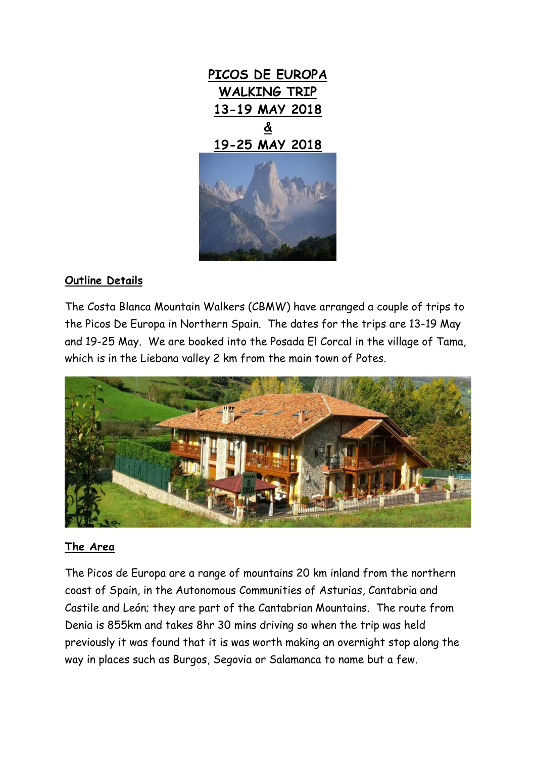# PICOS DE EUROPA WALKING TRIP 13-19 MAY 2018 & 19-25 MAY 2018

## Outline Details

The Costa Blanca Mountain Walkers (CBMW) have arranged a couple of trips to the Picos De Europa in Northern Spain. The dates for the trips are 13-19 May and 19-25 May. We are booked into the Posada El Corcal in the village of Tama, which is in the Liebana valley 2 km from the main town of Potes.

## The Area

The Picos de Europa are a range of mountains 20 km inland from the northern coast of Spain, in the Autonomous Communities of Asturias, Cantabria and Castile and León; they are part of the Cantabrian Mountains. The route from Denia is 855km and takes 8hr 30 mins driving so when the trip was held previously it was found that it is was worth making an overnight stop along the way in places such as Burgos, Segovia or Salamanca to name but a few.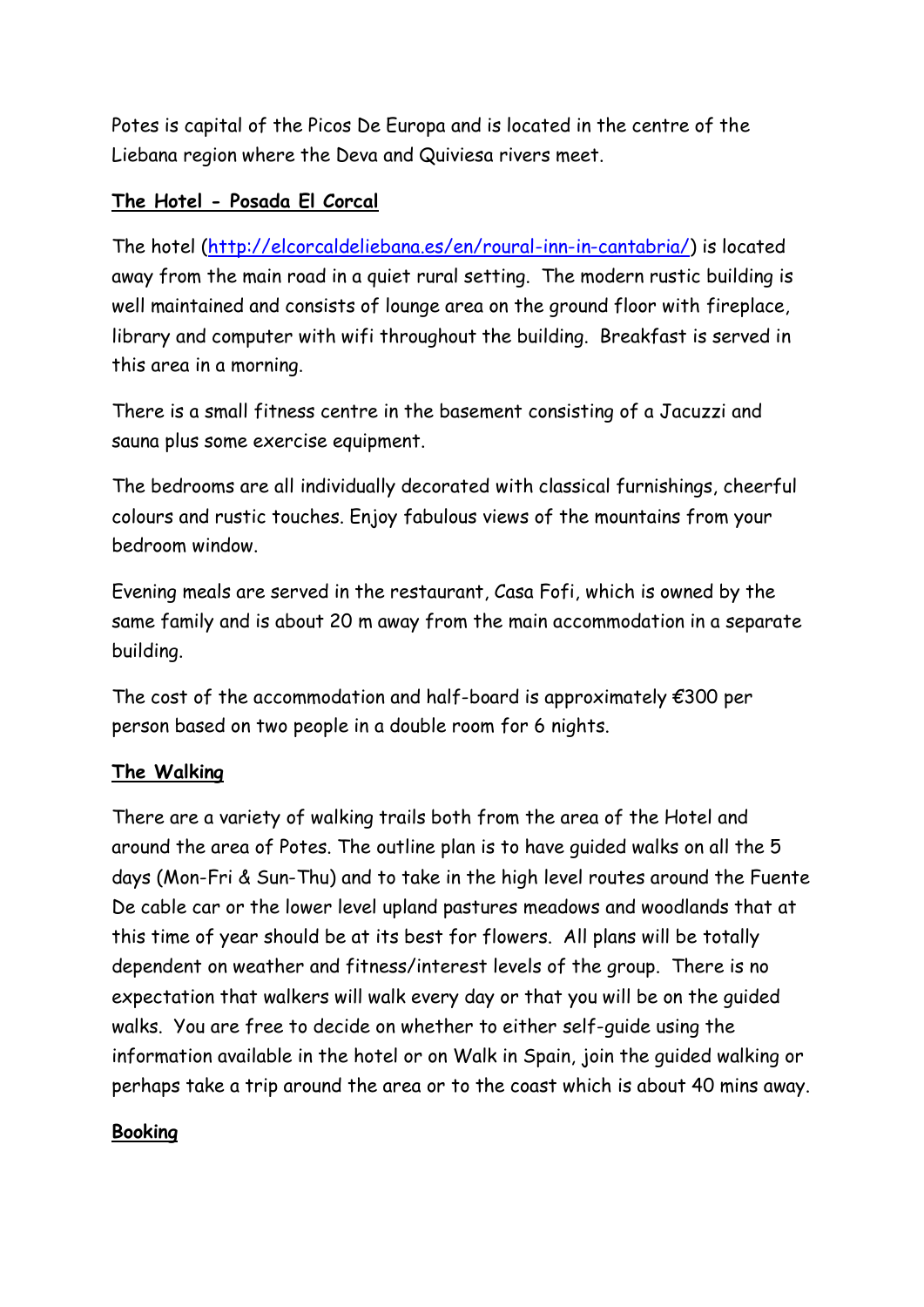Potes is capital of the Picos De Europa and is located in the centre of the Liebana region where the Deva and Quiviesa rivers meet.

**The Hotel - Posada El Corcal**

The hotel (http://elcorcaldeliebana.es/en/roural-inn-in-cantabria/) is located away from the main road in a quiet rural setting. The modern rustic building is well maintained and consists of lounge area on the ground floor with fireplace, library and computer with wifi throughout the building. Breakfast is served in this area in a morning.

There is a small fitness centre in the basement consisting of a Jacuzzi and sauna plus some exercise equipment.

The bedrooms are all individually decorated with classical furnishings, cheerful colours and rustic touches. Enjoy fabulous views of the mountains from your bedroom window.

Evening meals are served in the restaurant, Casa Fofi, which is owned by the same family and is about 20 m away from the main accommodation in a separate building.

The cost of the accommodation and half-board is approximately €300 per person based on two people in a double room for 6 nights.

**The Walking**

There are a variety of walking trails both from the area of the Hotel and around the area of Potes. The outline plan is to have guided walks on all the 5 days (Mon-Fri & Sun-Thu) and to take in the high level routes around the Fuente De cable car or the lower level upland pastures meadows and woodlands that at this time of year should be at its best for flowers. All plans will be totally dependent on weather and fitness/interest levels of the group. There is no expectation that walkers will walk every day or that you will be on the guided walks. You are free to decide on whether to either self-guide using the information available in the hotel or on Walk in Spain, join the guided walking or perhaps take a trip around the area or to the coast which is about 40 mins away.

**Booking**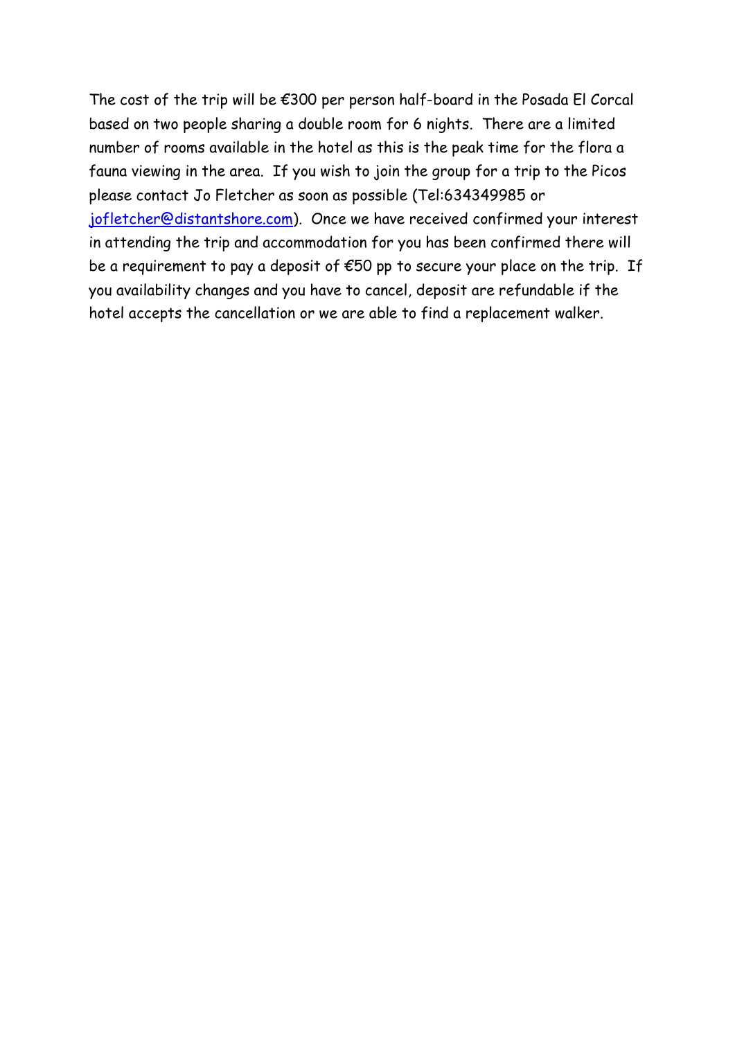The cost of the trip will be €300 per person half-board in the Posada El Corcal based on two people sharing a double room for 6 nights. There are a limited number of rooms available in the hotel as this is the peak time for the flora a fauna viewing in the area. If you wish to join the group for a trip to the Picos please contact Jo Fletcher as soon as possible (Tel:634349985 or jofletcher@distantshore.com). Once we have received confirmed your interest in attending the trip and accommodation for you has been confirmed there will be a requirement to pay a deposit of €50 pp to secure your place on the trip. If you availability changes and you have to cancel, deposit are refundable if the hotel accepts the cancellation or we are able to find a replacement walker.